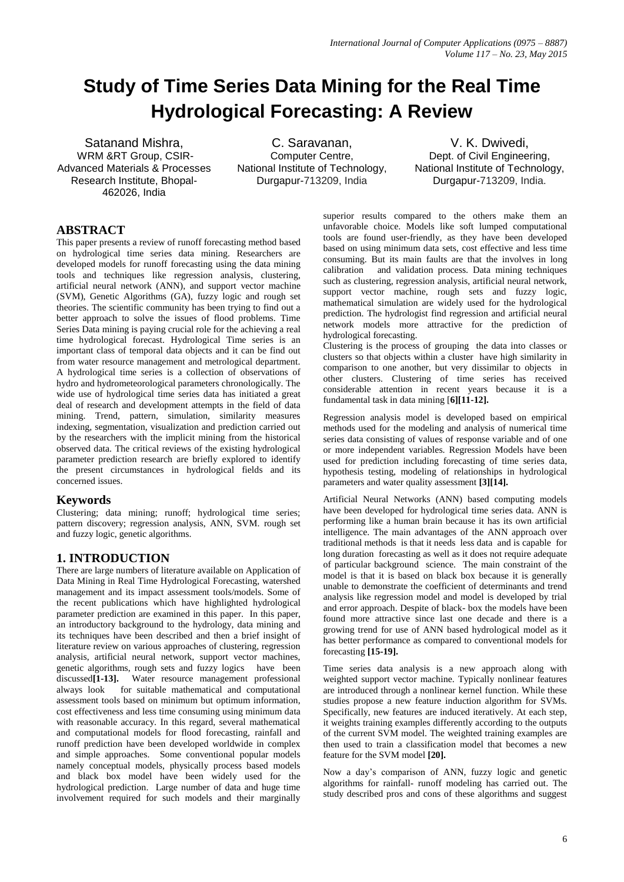# Study of Time Series Data Mining for the Real Time Hydrological Forecasting: A Review

Satanand Mishra,
WRM &RT Group, CSIR-Advanced Materials & Processes Research Institute, Bhopal-462026, India

C. Saravanan,
Computer Centre,
National Institute of Technology, Durgapur-713209, India

V. K. Dwivedi,
Dept. of Civil Engineering,
National Institute of Technology, Durgapur-713209, India.

## ABSTRACT

This paper presents a review of runoff forecasting method based on hydrological time series data mining. Researchers are developed models for runoff forecasting using the data mining tools and techniques like regression analysis, clustering, artificial neural network (ANN), and support vector machine (SVM), Genetic Algorithms (GA), fuzzy logic and rough set theories. The scientific community has been trying to find out a better approach to solve the issues of flood problems. Time Series Data mining is paying crucial role for the achieving a real time hydrological forecast. Hydrological Time series is an important class of temporal data objects and it can be find out from water resource management and metrological department. A hydrological time series is a collection of observations of hydro and hydrometeorological parameters chronologically. The wide use of hydrological time series data has initiated a great deal of research and development attempts in the field of data mining. Trend, pattern, simulation, similarity measures indexing, segmentation, visualization and prediction carried out by the researchers with the implicit mining from the historical observed data. The critical reviews of the existing hydrological parameter prediction research are briefly explored to identify the present circumstances in hydrological fields and its concerned issues.

## Keywords

Clustering; data mining; runoff; hydrological time series; pattern discovery; regression analysis, ANN, SVM. rough set and fuzzy logic, genetic algorithms.

## 1. INTRODUCTION

There are large numbers of literature available on Application of Data Mining in Real Time Hydrological Forecasting, watershed management and its impact assessment tools/models. Some of the recent publications which have highlighted hydrological parameter prediction are examined in this paper. In this paper, an introductory background to the hydrology, data mining and its techniques have been described and then a brief insight of literature review on various approaches of clustering, regression analysis, artificial neural network, support vector machines, genetic algorithms, rough sets and fuzzy logics have been discussed **[1-13].** Water resource management professional always look for suitable mathematical and computational assessment tools based on minimum but optimum information, cost effectiveness and less time consuming using minimum data with reasonable accuracy. In this regard, several mathematical and computational models for flood forecasting, rainfall and runoff prediction have been developed worldwide in complex and simple approaches. Some conventional popular models namely conceptual models, physically process based models and black box model have been widely used for the hydrological prediction. Large number of data and huge time involvement required for such models and their marginally superior results compared to the others make them an unfavorable choice. Models like soft lumped computational tools are found user-friendly, as they have been developed based on using minimum data sets, cost effective and less time consuming. But its main faults are that the involves in long calibration and validation process. Data mining techniques such as clustering, regression analysis, artificial neural network, support vector machine, rough sets and fuzzy logic, mathematical simulation are widely used for the hydrological prediction. The hydrologist find regression and artificial neural network models more attractive for the prediction of hydrological forecasting.

Clustering is the process of grouping the data into classes or clusters so that objects within a cluster have high similarity in comparison to one another, but very dissimilar to objects in other clusters. Clustering of time series has received considerable attention in recent years because it is a fundamental task in data mining [**6][11-12].**

Regression analysis model is developed based on empirical methods used for the modeling and analysis of numerical time series data consisting of values of response variable and of one or more independent variables. Regression Models have been used for prediction including forecasting of time series data, hypothesis testing, modeling of relationships in hydrological parameters and water quality assessment **[3][14].**

Artificial Neural Networks (ANN) based computing models have been developed for hydrological time series data. ANN is performing like a human brain because it has its own artificial intelligence. The main advantages of the ANN approach over traditional methods is that it needs less data and is capable for long duration forecasting as well as it does not require adequate of particular background science. The main constraint of the model is that it is based on black box because it is generally unable to demonstrate the coefficient of determinants and trend analysis like regression model and model is developed by trial and error approach. Despite of black- box the models have been found more attractive since last one decade and there is a growing trend for use of ANN based hydrological model as it has better performance as compared to conventional models for forecasting **[15-19].**

Time series data analysis is a new approach along with weighted support vector machine. Typically nonlinear features are introduced through a nonlinear kernel function. While these studies propose a new feature induction algorithm for SVMs. Specifically, new features are induced iteratively. At each step, it weights training examples differently according to the outputs of the current SVM model. The weighted training examples are then used to train a classification model that becomes a new feature for the SVM model **[20].**

Now a day's comparison of ANN, fuzzy logic and genetic algorithms for rainfall- runoff modeling has carried out. The study described pros and cons of these algorithms and suggest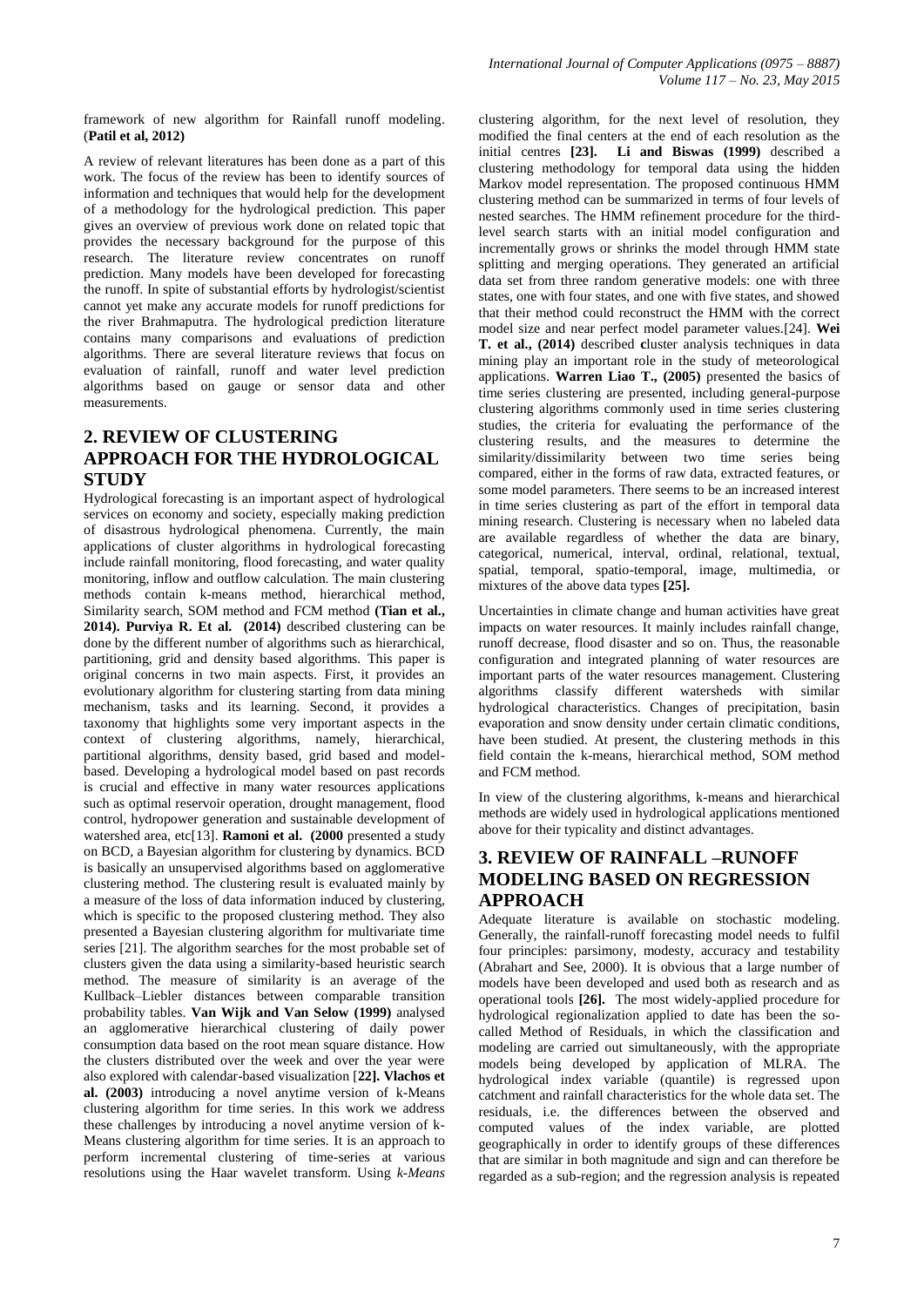framework of new algorithm for Rainfall runoff modeling. (**Patil et al, 2012)**

A review of relevant literatures has been done as a part of this work. The focus of the review has been to identify sources of information and techniques that would help for the development of a methodology for the hydrological prediction. This paper gives an overview of previous work done on related topic that provides the necessary background for the purpose of this research. The literature review concentrates on runoff prediction. Many models have been developed for forecasting the runoff. In spite of substantial efforts by hydrologist/scientist cannot yet make any accurate models for runoff predictions for the river Brahmaputra. The hydrological prediction literature contains many comparisons and evaluations of prediction algorithms. There are several literature reviews that focus on evaluation of rainfall, runoff and water level prediction algorithms based on gauge or sensor data and other measurements.

## 2. REVIEW OF CLUSTERING APPROACH FOR THE HYDROLOGICAL STUDY

Hydrological forecasting is an important aspect of hydrological services on economy and society, especially making prediction of disastrous hydrological phenomena. Currently, the main applications of cluster algorithms in hydrological forecasting include rainfall monitoring, flood forecasting, and water quality monitoring, inflow and outflow calculation. The main clustering methods contain k-means method, hierarchical method, Similarity search, SOM method and FCM method **(Tian et al., 2014). Purviya R. Et al. (2014)** described clustering can be done by the different number of algorithms such as hierarchical, partitioning, grid and density based algorithms. This paper is original concerns in two main aspects. First, it provides an evolutionary algorithm for clustering starting from data mining mechanism, tasks and its learning. Second, it provides a taxonomy that highlights some very important aspects in the context of clustering algorithms, namely, hierarchical, partitional algorithms, density based, grid based and model-based. Developing a hydrological model based on past records is crucial and effective in many water resources applications such as optimal reservoir operation, drought management, flood control, hydropower generation and sustainable development of watershed area, etc[13]. **Ramoni et al. (2000** presented a study on BCD, a Bayesian algorithm for clustering by dynamics. BCD is basically an unsupervised algorithms based on agglomerative clustering method. The clustering result is evaluated mainly by a measure of the loss of data information induced by clustering, which is specific to the proposed clustering method. They also presented a Bayesian clustering algorithm for multivariate time series [21]. The algorithm searches for the most probable set of clusters given the data using a similarity-based heuristic search method. The measure of similarity is an average of the Kullback–Liebler distances between comparable transition probability tables. **Van Wijk and Van Selow (1999)** analysed an agglomerative hierarchical clustering of daily power consumption data based on the root mean square distance. How the clusters distributed over the week and over the year were also explored with calendar-based visualization [**22]. Vlachos et al. (2003)** introducing a novel anytime version of k-Means clustering algorithm for time series. In this work we address these challenges by introducing a novel anytime version of k-Means clustering algorithm for time series. It is an approach to perform incremental clustering of time-series at various resolutions using the Haar wavelet transform. Using *k-Means* clustering algorithm, for the next level of resolution, they modified the final centers at the end of each resolution as the initial centres **[23]. Li and Biswas (1999)** described a clustering methodology for temporal data using the hidden Markov model representation. The proposed continuous HMM clustering method can be summarized in terms of four levels of nested searches. The HMM refinement procedure for the third-level search starts with an initial model configuration and incrementally grows or shrinks the model through HMM state splitting and merging operations. They generated an artificial data set from three random generative models: one with three states, one with four states, and one with five states, and showed that their method could reconstruct the HMM with the correct model size and near perfect model parameter values.[24]. **Wei T. et al., (2014)** described **c**luster analysis techniques in data mining play an important role in the study of meteorological applications. **Warren Liao T., (2005)** presented the basics of time series clustering are presented, including general-purpose clustering algorithms commonly used in time series clustering studies, the criteria for evaluating the performance of the clustering results, and the measures to determine the similarity/dissimilarity between two time series being compared, either in the forms of raw data, extracted features, or some model parameters. There seems to be an increased interest in time series clustering as part of the effort in temporal data mining research. Clustering is necessary when no labeled data are available regardless of whether the data are binary, categorical, numerical, interval, ordinal, relational, textual, spatial, temporal, spatio-temporal, image, multimedia, or mixtures of the above data types **[25].**

Uncertainties in climate change and human activities have great impacts on water resources. It mainly includes rainfall change, runoff decrease, flood disaster and so on. Thus, the reasonable configuration and integrated planning of water resources are important parts of the water resources management. Clustering algorithms classify different watersheds with similar hydrological characteristics. Changes of precipitation, basin evaporation and snow density under certain climatic conditions, have been studied. At present, the clustering methods in this field contain the k-means, hierarchical method, SOM method and FCM method.

In view of the clustering algorithms, k-means and hierarchical methods are widely used in hydrological applications mentioned above for their typicality and distinct advantages.

## 3. REVIEW OF RAINFALL –RUNOFF MODELING BASED ON REGRESSION APPROACH

Adequate literature is available on stochastic modeling. Generally, the rainfall-runoff forecasting model needs to fulfil four principles: parsimony, modesty, accuracy and testability (Abrahart and See, 2000). It is obvious that a large number of models have been developed and used both as research and as operational tools **[26].** The most widely-applied procedure for hydrological regionalization applied to date has been the so-called Method of Residuals, in which the classification and modeling are carried out simultaneously, with the appropriate models being developed by application of MLRA. The hydrological index variable (quantile) is regressed upon catchment and rainfall characteristics for the whole data set. The residuals, i.e. the differences between the observed and computed values of the index variable, are plotted geographically in order to identify groups of these differences that are similar in both magnitude and sign and can therefore be regarded as a sub-region; and the regression analysis is repeated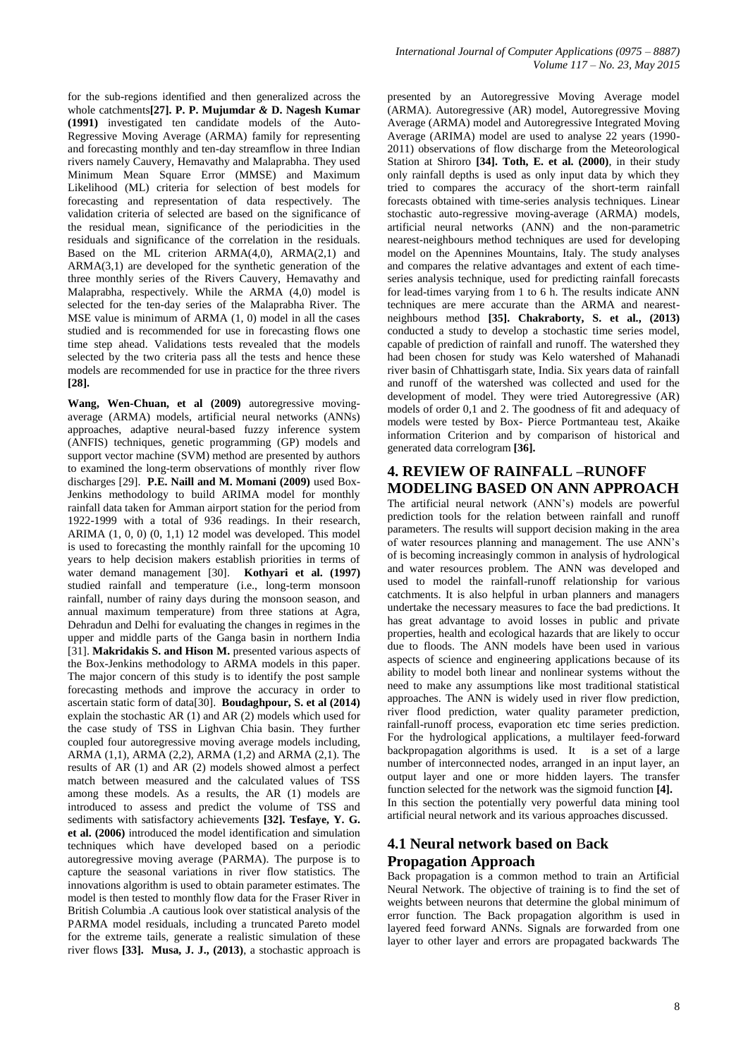for the sub-regions identified and then generalized across the whole catchments**[27]. P. P. Mujumdar & D. Nagesh Kumar (1991)** investigated ten candidate models of the Auto-Regressive Moving Average (ARMA) family for representing and forecasting monthly and ten-day streamflow in three Indian rivers namely Cauvery, Hemavathy and Malaprabha. They used Minimum Mean Square Error (MMSE) and Maximum Likelihood (ML) criteria for selection of best models for forecasting and representation of data respectively. The validation criteria of selected are based on the significance of the residual mean, significance of the periodicities in the residuals and significance of the correlation in the residuals. Based on the ML criterion ARMA(4,0), ARMA(2,1) and ARMA(3,1) are developed for the synthetic generation of the three monthly series of the Rivers Cauvery, Hemavathy and Malaprabha, respectively. While the ARMA (4,0) model is selected for the ten-day series of the Malaprabha River. The MSE value is minimum of ARMA (1, 0) model in all the cases studied and is recommended for use in forecasting flows one time step ahead. Validations tests revealed that the models selected by the two criteria pass all the tests and hence these models are recommended for use in practice for the three rivers **[28].**

**Wang, Wen-Chuan, et al (2009)** autoregressive moving-average (ARMA) models, artificial neural networks (ANNs) approaches, adaptive neural-based fuzzy inference system (ANFIS) techniques, genetic programming (GP) models and support vector machine (SVM) method are presented by authors to examined the long-term observations of monthly river flow discharges [29]. **P.E. Naill and M. Momani (2009)** used Box-Jenkins methodology to build ARIMA model for monthly rainfall data taken for Amman airport station for the period from 1922-1999 with a total of 936 readings. In their research, ARIMA (1, 0, 0) (0, 1,1) 12 model was developed. This model is used to forecasting the monthly rainfall for the upcoming 10 years to help decision makers establish priorities in terms of water demand management [30]. **Kothyari et al. (1997)** studied rainfall and temperature (i.e., long-term monsoon rainfall, number of rainy days during the monsoon season, and annual maximum temperature) from three stations at Agra, Dehradun and Delhi for evaluating the changes in regimes in the upper and middle parts of the Ganga basin in northern India [31]. **Makridakis S. and Hison M.** presented various aspects of the Box-Jenkins methodology to ARMA models in this paper. The major concern of this study is to identify the post sample forecasting methods and improve the accuracy in order to ascertain static form of data[30]. **Boudaghpour, S. et al (2014)** explain the stochastic AR (1) and AR (2) models which used for the case study of TSS in Lighvan Chia basin. They further coupled four autoregressive moving average models including, ARMA (1,1), ARMA (2,2), ARMA (1,2) and ARMA (2,1). The results of AR (1) and AR (2) models showed almost a perfect match between measured and the calculated values of TSS among these models. As a results, the AR (1) models are introduced to assess and predict the volume of TSS and sediments with satisfactory achievements **[32]. Tesfaye, Y. G. et al. (2006)** introduced the model identification and simulation techniques which have developed based on a periodic autoregressive moving average (PARMA). The purpose is to capture the seasonal variations in river flow statistics. The innovations algorithm is used to obtain parameter estimates. The model is then tested to monthly flow data for the Fraser River in British Columbia .A cautious look over statistical analysis of the PARMA model residuals, including a truncated Pareto model for the extreme tails, generate a realistic simulation of these river flows **[33]. Musa, J. J., (2013)**, a stochastic approach is presented by an Autoregressive Moving Average model (ARMA). Autoregressive (AR) model, Autoregressive Moving Average (ARMA) model and Autoregressive Integrated Moving Average (ARIMA) model are used to analyse 22 years (1990-2011) observations of flow discharge from the Meteorological Station at Shiroro **[34]. Toth, E. et al. (2000)**, in their study only rainfall depths is used as only input data by which they tried to compares the accuracy of the short-term rainfall forecasts obtained with time-series analysis techniques. Linear stochastic auto-regressive moving-average (ARMA) models, artificial neural networks (ANN) and the non-parametric nearest-neighbours method techniques are used for developing model on the Apennines Mountains, Italy. The study analyses and compares the relative advantages and extent of each time-series analysis technique, used for predicting rainfall forecasts for lead-times varying from 1 to 6 h. The results indicate ANN techniques are mere accurate than the ARMA and nearest-neighbours method **[35]. Chakraborty, S. et al., (2013)** conducted a study to develop a stochastic time series model, capable of prediction of rainfall and runoff. The watershed they had been chosen for study was Kelo watershed of Mahanadi river basin of Chhattisgarh state, India. Six years data of rainfall and runoff of the watershed was collected and used for the development of model. They were tried Autoregressive (AR) models of order 0,1 and 2. The goodness of fit and adequacy of models were tested by Box- Pierce Portmanteau test, Akaike information Criterion and by comparison of historical and generated data correlogram **[36].**

## 4. REVIEW OF RAINFALL –RUNOFF MODELING BASED ON ANN APPROACH

The artificial neural network (ANN's) models are powerful prediction tools for the relation between rainfall and runoff parameters. The results will support decision making in the area of water resources planning and management. The use ANN's of is becoming increasingly common in analysis of hydrological and water resources problem. The ANN was developed and used to model the rainfall-runoff relationship for various catchments. It is also helpful in urban planners and managers undertake the necessary measures to face the bad predictions. It has great advantage to avoid losses in public and private properties, health and ecological hazards that are likely to occur due to floods. The ANN models have been used in various aspects of science and engineering applications because of its ability to model both linear and nonlinear systems without the need to make any assumptions like most traditional statistical approaches. The ANN is widely used in river flow prediction, river flood prediction, water quality parameter prediction, rainfall-runoff process, evaporation etc time series prediction. For the hydrological applications, a multilayer feed-forward backpropagation algorithms is used. It is a set of a large number of interconnected nodes, arranged in an input layer, an output layer and one or more hidden layers. The transfer function selected for the network was the sigmoid function **[4].**

In this section the potentially very powerful data mining tool artificial neural network and its various approaches discussed.

### 4.1 Neural network based on Back Propagation Approach

Back propagation is a common method to train an Artificial Neural Network. The objective of training is to find the set of weights between neurons that determine the global minimum of error function. The Back propagation algorithm is used in layered feed forward ANNs. Signals are forwarded from one layer to other layer and errors are propagated backwards The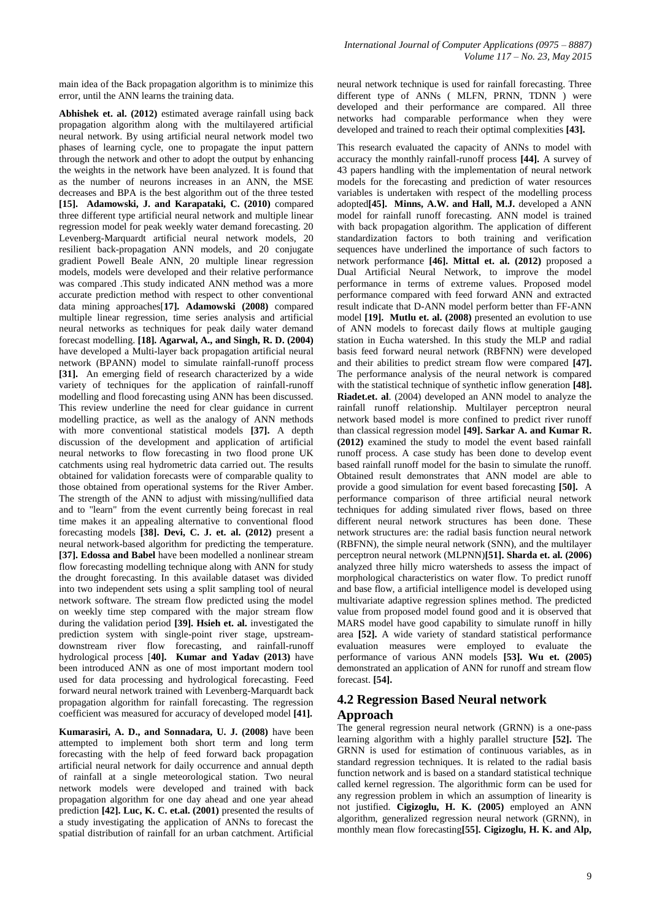main idea of the Back propagation algorithm is to minimize this error, until the ANN learns the training data.

**Abhishek et. al. (2012)** estimated average rainfall using back propagation algorithm along with the multilayered artificial neural network. By using artificial neural network model two phases of learning cycle, one to propagate the input pattern through the network and other to adopt the output by enhancing the weights in the network have been analyzed. It is found that as the number of neurons increases in an ANN, the MSE decreases and BPA is the best algorithm out of the three tested **[15]. Adamowski, J. and Karapataki, C. (2010)** compared three different type artificial neural network and multiple linear regression model for peak weekly water demand forecasting. 20 Levenberg-Marquardt artificial neural network models, 20 resilient back-propagation ANN models, and 20 conjugate gradient Powell Beale ANN, 20 multiple linear regression models, models were developed and their relative performance was compared .This study indicated ANN method was a more accurate prediction method with respect to other conventional data mining approaches[**17]. Adamowski (2008)** compared multiple linear regression, time series analysis and artificial neural networks as techniques for peak daily water demand forecast modelling. **[18]. Agarwal, A., and Singh, R. D. (2004)** have developed a Multi-layer back propagation artificial neural network (BPANN) model to simulate rainfall-runoff process **[31].** An emerging field of research characterized by a wide variety of techniques for the application of rainfall-runoff modelling and flood forecasting using ANN has been discussed. This review underline the need for clear guidance in current modelling practice, as well as the analogy of ANN methods with more conventional statistical models **[37].** A depth discussion of the development and application of artificial neural networks to flow forecasting in two flood prone UK catchments using real hydrometric data carried out. The results obtained for validation forecasts were of comparable quality to those obtained from operational systems for the River Amber. The strength of the ANN to adjust with missing/nullified data and to "learn" from the event currently being forecast in real time makes it an appealing alternative to conventional flood forecasting models **[38]. Devi, C. J. et. al. (2012)** present a neural network-based algorithm for predicting the temperature. **[37]. Edossa and Babel** have been modelled a nonlinear stream flow forecasting modelling technique along with ANN for study the drought forecasting. In this available dataset was divided into two independent sets using a split sampling tool of neural network software. The stream flow predicted using the model on weekly time step compared with the major stream flow during the validation period **[39]. Hsieh et. al.** investigated the prediction system with single-point river stage, upstream-downstream river flow forecasting, and rainfall-runoff hydrological process [**40]. Kumar and Yadav (2013)** have been introduced ANN as one of most important modern tool used for data processing and hydrological forecasting. Feed forward neural network trained with Levenberg-Marquardt back propagation algorithm for rainfall forecasting. The regression coefficient was measured for accuracy of developed model **[41].**

**Kumarasiri, A. D., and Sonnadara, U. J. (2008)** have been attempted to implement both short term and long term forecasting with the help of feed forward back propagation artificial neural network for daily occurrence and annual depth of rainfall at a single meteorological station. Two neural network models were developed and trained with back propagation algorithm for one day ahead and one year ahead prediction **[42]. Luc, K. C. et.al. (2001)** presented the results of a study investigating the application of ANNs to forecast the spatial distribution of rainfall for an urban catchment. Artificial neural network technique is used for rainfall forecasting. Three different type of ANNs ( MLFN, PRNN, TDNN ) were developed and their performance are compared. All three networks had comparable performance when they were developed and trained to reach their optimal complexities **[43].**

This research evaluated the capacity of ANNs to model with accuracy the monthly rainfall-runoff process **[44].** A survey of 43 papers handling with the implementation of neural network models for the forecasting and prediction of water resources variables is undertaken with respect of the modelling process adopted**[45]. Minns, A.W. and Hall, M.J.** developed a ANN model for rainfall runoff forecasting. ANN model is trained with back propagation algorithm. The application of different standardization factors to both training and verification sequences have underlined the importance of such factors to network performance **[46]. Mittal et. al. (2012)** proposed a Dual Artificial Neural Network, to improve the model performance in terms of extreme values. Proposed model performance compared with feed forward ANN and extracted result indicate that D-ANN model perform better than FF-ANN model **[19]. Mutlu et. al. (2008)** presented an evolution to use of ANN models to forecast daily flows at multiple gauging station in Eucha watershed. In this study the MLP and radial basis feed forward neural network (RBFNN) were developed and their abilities to predict stream flow were compared **[47].** The performance analysis of the neural network is compared with the statistical technique of synthetic inflow generation **[48]. Riadet.et. al**. (2004) developed an ANN model to analyze the rainfall runoff relationship. Multilayer perceptron neural network based model is more confined to predict river runoff than classical regression model **[49]. Sarkar A. and Kumar R. (2012)** examined the study to model the event based rainfall runoff process. A case study has been done to develop event based rainfall runoff model for the basin to simulate the runoff. Obtained result demonstrates that ANN model are able to provide a good simulation for event based forecasting **[50].** A performance comparison of three artificial neural network techniques for adding simulated river flows, based on three different neural network structures has been done. These network structures are: the radial basis function neural network (RBFNN), the simple neural network (SNN), and the multilayer perceptron neural network (MLPNN)**[51]. Sharda et. al. (2006)** analyzed three hilly micro watersheds to assess the impact of morphological characteristics on water flow. To predict runoff and base flow, a artificial intelligence model is developed using multivariate adaptive regression splines method. The predicted value from proposed model found good and it is observed that MARS model have good capability to simulate runoff in hilly area **[52].** A wide variety of standard statistical performance evaluation measures were employed to evaluate the performance of various ANN models **[53]. Wu et. al. (2005)** demonstrated an application of ANN for runoff and stream flow forecast. **[54].**

## 4.2 Regression Based Neural network Approach

The general regression neural network (GRNN) is a one-pass learning algorithm with a highly parallel structure **[52].** The GRNN is used for estimation of continuous variables, as in standard regression techniques. It is related to the radial basis function network and is based on a standard statistical technique called kernel regression. The algorithmic form can be used for any regression problem in which an assumption of linearity is not justified. **Cigizoglu, H. K. (2005)** employed an ANN algorithm, generalized regression neural network (GRNN), in monthly mean flow forecasting**[55]. Cigizoglu, H. K. and Alp,**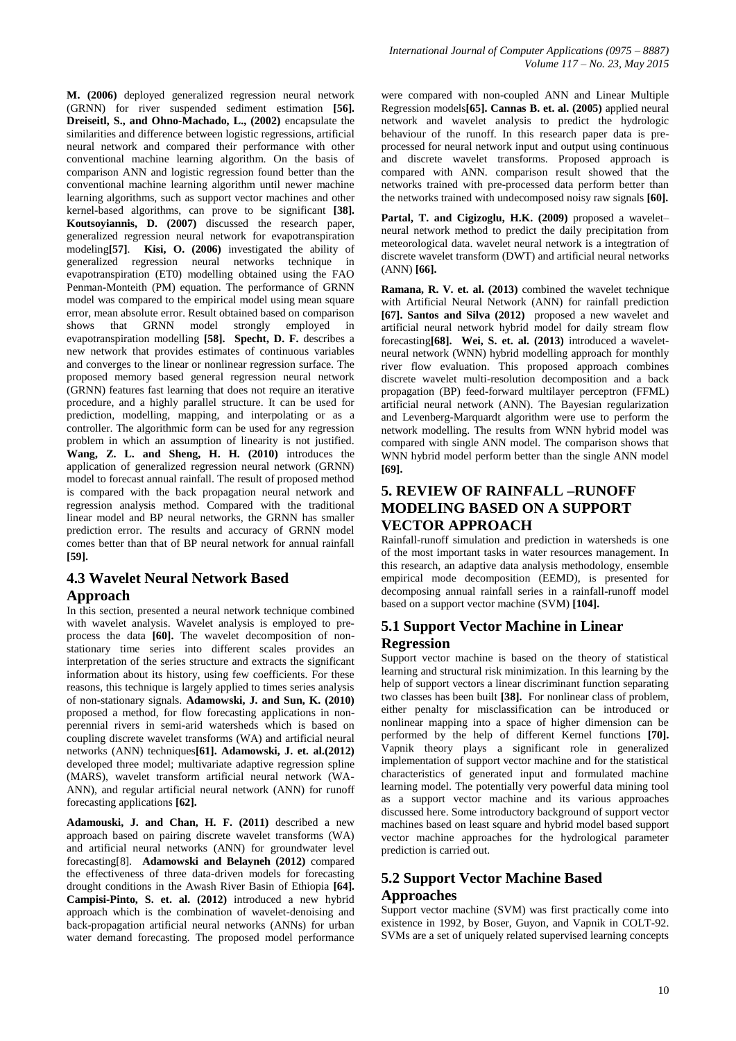**M. (2006)** deployed generalized regression neural network (GRNN) for river suspended sediment estimation **[56]. Dreiseitl, S., and Ohno-Machado, L., (2002)** encapsulate the similarities and difference between logistic regressions, artificial neural network and compared their performance with other conventional machine learning algorithm. On the basis of comparison ANN and logistic regression found better than the conventional machine learning algorithm until newer machine learning algorithms, such as support vector machines and other kernel-based algorithms, can prove to be significant **[38]. Koutsoyiannis, D. (2007)** discussed the research paper, generalized regression neural network for evapotranspiration modeling**[57]**. **Kisi, O. (2006)** investigated the ability of generalized regression neural networks technique in evapotranspiration (ET0) modelling obtained using the FAO Penman-Monteith (PM) equation. The performance of GRNN model was compared to the empirical model using mean square error, mean absolute error. Result obtained based on comparison shows that GRNN model strongly employed in evapotranspiration modelling **[58]. Specht, D. F.** describes a new network that provides estimates of continuous variables and converges to the linear or nonlinear regression surface. The proposed memory based general regression neural network (GRNN) features fast learning that does not require an iterative procedure, and a highly parallel structure. It can be used for prediction, modelling, mapping, and interpolating or as a controller. The algorithmic form can be used for any regression problem in which an assumption of linearity is not justified. **Wang, Z. L. and Sheng, H. H. (2010)** introduces the application of generalized regression neural network (GRNN) model to forecast annual rainfall. The result of proposed method is compared with the back propagation neural network and regression analysis method. Compared with the traditional linear model and BP neural networks, the GRNN has smaller prediction error. The results and accuracy of GRNN model comes better than that of BP neural network for annual rainfall **[59].**

### 4.3 Wavelet Neural Network Based Approach

In this section, presented a neural network technique combined with wavelet analysis. Wavelet analysis is employed to pre-process the data **[60].** The wavelet decomposition of non-stationary time series into different scales provides an interpretation of the series structure and extracts the significant information about its history, using few coefficients. For these reasons, this technique is largely applied to times series analysis of non-stationary signals. **Adamowski, J. and Sun, K. (2010)** proposed a method, for flow forecasting applications in non-perennial rivers in semi-arid watersheds which is based on coupling discrete wavelet transforms (WA) and artificial neural networks (ANN) techniques**[61]. Adamowski, J. et. al.(2012)** developed three model; multivariate adaptive regression spline (MARS), wavelet transform artificial neural network (WA-ANN), and regular artificial neural network (ANN) for runoff forecasting applications **[62].**

**Adamouski, J. and Chan, H. F. (2011)** described a new approach based on pairing discrete wavelet transforms (WA) and artificial neural networks (ANN) for groundwater level forecasting[8]. **Adamowski and Belayneh (2012)** compared the effectiveness of three data-driven models for forecasting drought conditions in the Awash River Basin of Ethiopia **[64]. Campisi-Pinto, S. et. al. (2012)** introduced a new hybrid approach which is the combination of wavelet-denoising and back-propagation artificial neural networks (ANNs) for urban water demand forecasting. The proposed model performance were compared with non-coupled ANN and Linear Multiple Regression models**[65]. Cannas B. et. al. (2005)** applied neural network and wavelet analysis to predict the hydrologic behaviour of the runoff. In this research paper data is pre-processed for neural network input and output using continuous and discrete wavelet transforms. Proposed approach is compared with ANN. comparison result showed that the networks trained with pre-processed data perform better than the networks trained with undecomposed noisy raw signals **[60].**

**Partal, T. and Cigizoglu, H.K. (2009)** proposed a wavelet–neural network method to predict the daily precipitation from meteorological data. wavelet neural network is a integtration of discrete wavelet transform (DWT) and artificial neural networks (ANN) **[66].**

**Ramana, R. V. et. al. (2013)** combined the wavelet technique with Artificial Neural Network (ANN) for rainfall prediction **[67]. Santos and Silva (2012)** proposed a new wavelet and artificial neural network hybrid model for daily stream flow forecasting**[68]. Wei, S. et. al. (2013)** introduced a wavelet-neural network (WNN) hybrid modelling approach for monthly river flow evaluation. This proposed approach combines discrete wavelet multi-resolution decomposition and a back propagation (BP) feed-forward multilayer perceptron (FFML) artificial neural network (ANN). The Bayesian regularization and Levenberg-Marquardt algorithm were use to perform the network modelling. The results from WNN hybrid model was compared with single ANN model. The comparison shows that WNN hybrid model perform better than the single ANN model **[69].**

## 5. REVIEW OF RAINFALL –RUNOFF MODELING BASED ON A SUPPORT VECTOR APPROACH

Rainfall-runoff simulation and prediction in watersheds is one of the most important tasks in water resources management. In this research, an adaptive data analysis methodology, ensemble empirical mode decomposition (EEMD), is presented for decomposing annual rainfall series in a rainfall-runoff model based on a support vector machine (SVM) **[104].**

### 5.1 Support Vector Machine in Linear Regression

Support vector machine is based on the theory of statistical learning and structural risk minimization. In this learning by the help of support vectors a linear discriminant function separating two classes has been built **[38].** For nonlinear class of problem, either penalty for misclassification can be introduced or nonlinear mapping into a space of higher dimension can be performed by the help of different Kernel functions **[70].** Vapnik theory plays a significant role in generalized implementation of support vector machine and for the statistical characteristics of generated input and formulated machine learning model. The potentially very powerful data mining tool as a support vector machine and its various approaches discussed here. Some introductory background of support vector machines based on least square and hybrid model based support vector machine approaches for the hydrological parameter prediction is carried out.

### 5.2 Support Vector Machine Based Approaches

Support vector machine (SVM) was first practically come into existence in 1992, by Boser, Guyon, and Vapnik in COLT-92. SVMs are a set of uniquely related supervised learning concepts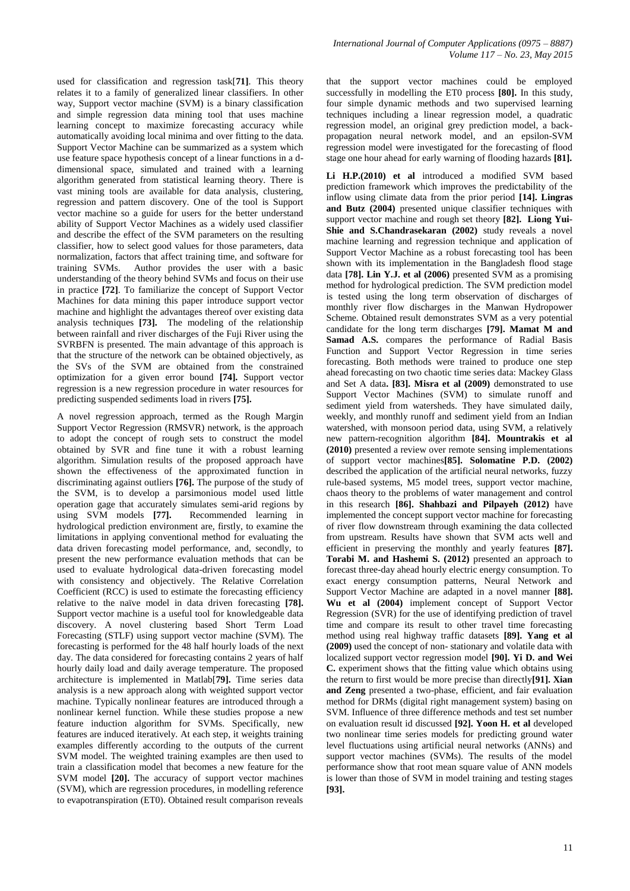used for classification and regression task[**71**]. This theory relates it to a family of generalized linear classifiers. In other way, Support vector machine (SVM) is a binary classification and simple regression data mining tool that uses machine learning concept to maximize forecasting accuracy while automatically avoiding local minima and over fitting to the data. Support Vector Machine can be summarized as a system which use feature space hypothesis concept of a linear functions in a d-dimensional space, simulated and trained with a learning algorithm generated from statistical learning theory. There is vast mining tools are available for data analysis, clustering, regression and pattern discovery. One of the tool is Support vector machine so a guide for users for the better understand ability of Support Vector Machines as a widely used classifier and describe the effect of the SVM parameters on the resulting classifier, how to select good values for those parameters, data normalization, factors that affect training time, and software for training SVMs. Author provides the user with a basic understanding of the theory behind SVMs and focus on their use in practice **[72]**. To familiarize the concept of Support Vector Machines for data mining this paper introduce support vector machine and highlight the advantages thereof over existing data analysis techniques **[73].** The modeling of the relationship between rainfall and river discharges of the Fuji River using the SVRBFN is presented. The main advantage of this approach is that the structure of the network can be obtained objectively, as the SVs of the SVM are obtained from the constrained optimization for a given error bound **[74].** Support vector regression is a new regression procedure in water resources for predicting suspended sediments load in rivers **[75].**

A novel regression approach, termed as the Rough Margin Support Vector Regression (RMSVR) network, is the approach to adopt the concept of rough sets to construct the model obtained by SVR and fine tune it with a robust learning algorithm. Simulation results of the proposed approach have shown the effectiveness of the approximated function in discriminating against outliers **[76].** The purpose of the study of the SVM, is to develop a parsimonious model used little operation gage that accurately simulates semi-arid regions by using SVM models **[77].** Recommended learning in hydrological prediction environment are, firstly, to examine the limitations in applying conventional method for evaluating the data driven forecasting model performance, and, secondly, to present the new performance evaluation methods that can be used to evaluate hydrological data-driven forecasting model with consistency and objectively. The Relative Correlation Coefficient (RCC) is used to estimate the forecasting efficiency relative to the naïve model in data driven forecasting **[78].** Support vector machine is a useful tool for knowledgeable data discovery. A novel clustering based Short Term Load Forecasting (STLF) using support vector machine (SVM). The forecasting is performed for the 48 half hourly loads of the next day. The data considered for forecasting contains 2 years of half hourly daily load and daily average temperature. The proposed architecture is implemented in Matlab[**79].** Time series data analysis is a new approach along with weighted support vector machine. Typically nonlinear features are introduced through a nonlinear kernel function. While these studies propose a new feature induction algorithm for SVMs. Specifically, new features are induced iteratively. At each step, it weights training examples differently according to the outputs of the current SVM model. The weighted training examples are then used to train a classification model that becomes a new feature for the SVM model **[20].** The accuracy of support vector machines (SVM), which are regression procedures, in modelling reference to evapotranspiration (ET0). Obtained result comparison reveals that the support vector machines could be employed successfully in modelling the ET0 process **[80].** In this study, four simple dynamic methods and two supervised learning techniques including a linear regression model, a quadratic regression model, an original grey prediction model, a back-propagation neural network model, and an epsilon-SVM regression model were investigated for the forecasting of flood stage one hour ahead for early warning of flooding hazards **[81].**

**Li H.P.(2010) et al** introduced a modified SVM based prediction framework which improves the predictability of the inflow using climate data from the prior period **[14]. Lingras and Butz (2004)** presented unique classifier techniques with support vector machine and rough set theory **[82]. Liong Yui-Shie and S.Chandrasekaran (2002)** study reveals a novel machine learning and regression technique and application of Support Vector Machine as a robust forecasting tool has been shown with its implementation in the Bangladesh flood stage data **[78]. Lin Y.J. et al (2006)** presented SVM as a promising method for hydrological prediction. The SVM prediction model is tested using the long term observation of discharges of monthly river flow discharges in the Manwan Hydropower Scheme. Obtained result demonstrates SVM as a very potential candidate for the long term discharges **[79]. Mamat M and Samad A.S.** compares the performance of Radial Basis Function and Support Vector Regression in time series forecasting. Both methods were trained to produce one step ahead forecasting on two chaotic time series data: Mackey Glass and Set A data**. [83]. Misra et al (2009)** demonstrated to use Support Vector Machines (SVM) to simulate runoff and sediment yield from watersheds. They have simulated daily, weekly, and monthly runoff and sediment yield from an Indian watershed, with monsoon period data, using SVM, a relatively new pattern-recognition algorithm **[84]. Mountrakis et al (2010)** presented a review over remote sensing implementations of support vector machines**[85]. Solomatine P.D. (2002)** described the application of the artificial neural networks, fuzzy rule-based systems, M5 model trees, support vector machine, chaos theory to the problems of water management and control in this research **[86]. Shahbazi and Pilpayeh (2012)** have implemented the concept support vector machine for forecasting of river flow downstream through examining the data collected from upstream. Results have shown that SVM acts well and efficient in preserving the monthly and yearly features **[87]. Torabi M. and Hashemi S. (2012)** presented an approach to forecast three-day ahead hourly electric energy consumption. To exact energy consumption patterns, Neural Network and Support Vector Machine are adapted in a novel manner **[88]. Wu et al (2004)** implement concept of Support Vector Regression (SVR) for the use of identifying prediction of travel time and compare its result to other travel time forecasting method using real highway traffic datasets **[89]. Yang et al (2009)** used the concept of non- stationary and volatile data with localized support vector regression model **[90]. Yi D. and Wei C.** experiment shows that the fitting value which obtains using the return to first would be more precise than directly**[91]. Xian and Zeng** presented a two-phase, efficient, and fair evaluation method for DRMs (digital right management system) basing on SVM. Influence of three difference methods and test set number on evaluation result id discussed **[92]. Yoon H. et al** developed two nonlinear time series models for predicting ground water level fluctuations using artificial neural networks (ANNs) and support vector machines (SVMs). The results of the model performance show that root mean square value of ANN models is lower than those of SVM in model training and testing stages **[93].**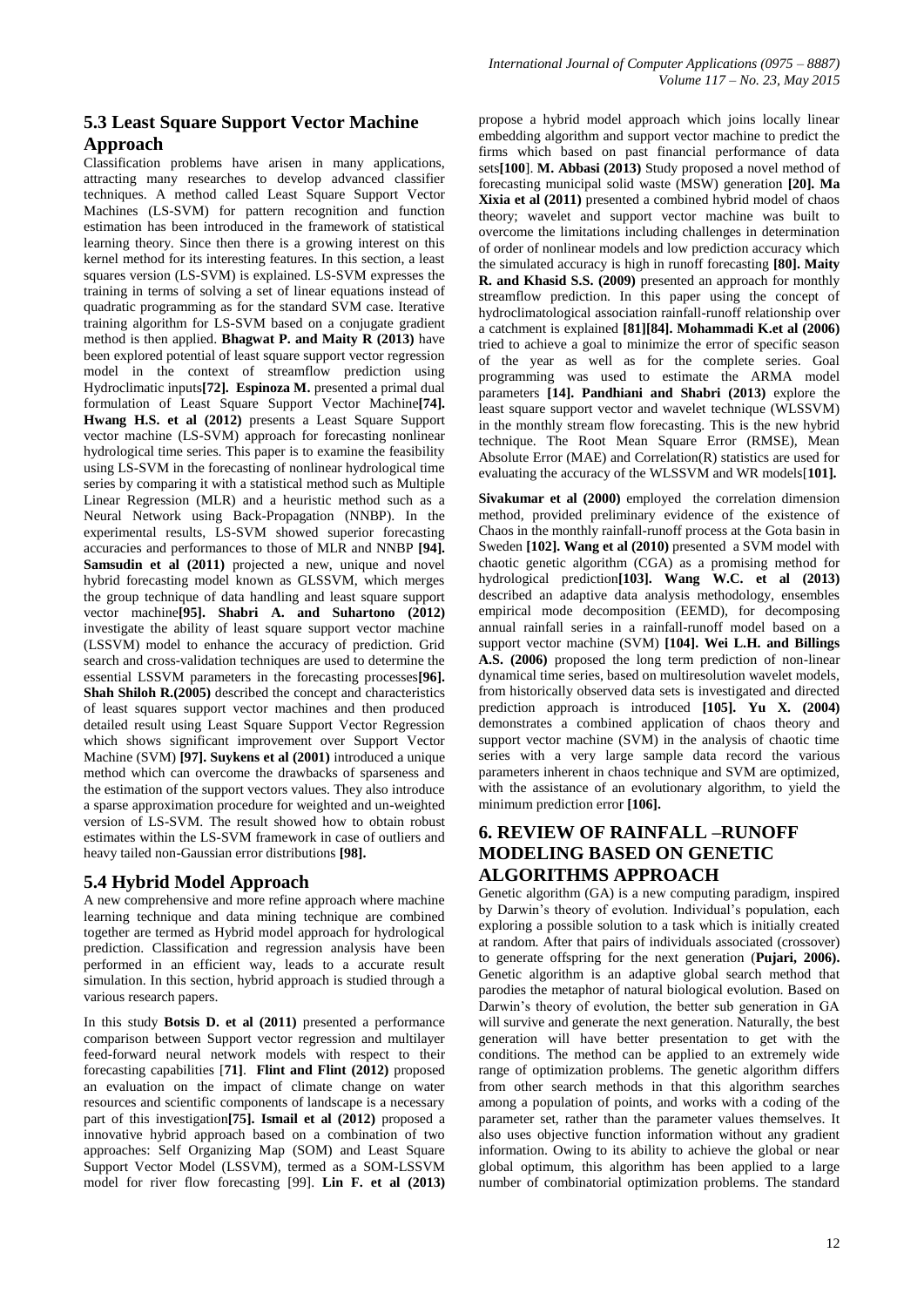## 5.3 Least Square Support Vector Machine Approach

Classification problems have arisen in many applications, attracting many researches to develop advanced classifier techniques. A method called Least Square Support Vector Machines (LS-SVM) for pattern recognition and function estimation has been introduced in the framework of statistical learning theory. Since then there is a growing interest on this kernel method for its interesting features. In this section, a least squares version (LS-SVM) is explained. LS-SVM expresses the training in terms of solving a set of linear equations instead of quadratic programming as for the standard SVM case. Iterative training algorithm for LS-SVM based on a conjugate gradient method is then applied. **Bhagwat P. and Maity R (2013)** have been explored potential of least square support vector regression model in the context of streamflow prediction using Hydroclimatic inputs**[72]. Espinoza M.** presented a primal dual formulation of Least Square Support Vector Machine**[74]. Hwang H.S. et al (2012)** presents a Least Square Support vector machine (LS-SVM) approach for forecasting nonlinear hydrological time series. This paper is to examine the feasibility using LS-SVM in the forecasting of nonlinear hydrological time series by comparing it with a statistical method such as Multiple Linear Regression (MLR) and a heuristic method such as a Neural Network using Back-Propagation (NNBP). In the experimental results, LS-SVM showed superior forecasting accuracies and performances to those of MLR and NNBP **[94]. Samsudin et al (2011)** projected a new, unique and novel hybrid forecasting model known as GLSSVM, which merges the group technique of data handling and least square support vector machine**[95]. Shabri A. and Suhartono (2012)** investigate the ability of least square support vector machine (LSSVM) model to enhance the accuracy of prediction. Grid search and cross-validation techniques are used to determine the essential LSSVM parameters in the forecasting processes**[96]. Shah Shiloh R.(2005)** described the concept and characteristics of least squares support vector machines and then produced detailed result using Least Square Support Vector Regression which shows significant improvement over Support Vector Machine (SVM) **[97]. Suykens et al (2001)** introduced a unique method which can overcome the drawbacks of sparseness and the estimation of the support vectors values. They also introduce a sparse approximation procedure for weighted and un-weighted version of LS-SVM. The result showed how to obtain robust estimates within the LS-SVM framework in case of outliers and heavy tailed non-Gaussian error distributions **[98].**

## 5.4 Hybrid Model Approach

A new comprehensive and more refine approach where machine learning technique and data mining technique are combined together are termed as Hybrid model approach for hydrological prediction. Classification and regression analysis have been performed in an efficient way, leads to a accurate result simulation. In this section, hybrid approach is studied through a various research papers.

In this study **Botsis D. et al (2011)** presented a performance comparison between Support vector regression and multilayer feed-forward neural network models with respect to their forecasting capabilities [**71**]. **Flint and Flint (2012)** proposed an evaluation on the impact of climate change on water resources and scientific components of landscape is a necessary part of this investigation**[75]. Ismail et al (2012)** proposed a innovative hybrid approach based on a combination of two approaches: Self Organizing Map (SOM) and Least Square Support Vector Model (LSSVM), termed as a SOM-LSSVM model for river flow forecasting [99]. **Lin F. et al (2013)** propose a hybrid model approach which joins locally linear embedding algorithm and support vector machine to predict the firms which based on past financial performance of data sets**[100**]. **M. Abbasi (2013)** Study proposed a novel method of forecasting municipal solid waste (MSW) generation **[20]. Ma Xixia et al (2011)** presented a combined hybrid model of chaos theory; wavelet and support vector machine was built to overcome the limitations including challenges in determination of order of nonlinear models and low prediction accuracy which the simulated accuracy is high in runoff forecasting **[80]. Maity R. and Khasid S.S. (2009)** presented an approach for monthly streamflow prediction. In this paper using the concept of hydroclimatological association rainfall-runoff relationship over a catchment is explained **[81][84]. Mohammadi K.et al (2006)** tried to achieve a goal to minimize the error of specific season of the year as well as for the complete series. Goal programming was used to estimate the ARMA model parameters **[14]. Pandhiani and Shabri (2013)** explore the least square support vector and wavelet technique (WLSSVM) in the monthly stream flow forecasting. This is the new hybrid technique. The Root Mean Square Error (RMSE), Mean Absolute Error (MAE) and Correlation(R) statistics are used for evaluating the accuracy of the WLSSVM and WR models[**101].**

**Sivakumar et al (2000)** employed the correlation dimension method, provided preliminary evidence of the existence of Chaos in the monthly rainfall-runoff process at the Gota basin in Sweden **[102]. Wang et al (2010)** presented a SVM model with chaotic genetic algorithm (CGA) as a promising method for hydrological prediction**[103]. Wang W.C. et al (2013)** described an adaptive data analysis methodology, ensembles empirical mode decomposition (EEMD), for decomposing annual rainfall series in a rainfall-runoff model based on a support vector machine (SVM) **[104]. Wei L.H. and Billings A.S. (2006)** proposed the long term prediction of non-linear dynamical time series, based on multiresolution wavelet models, from historically observed data sets is investigated and directed prediction approach is introduced **[105]. Yu X. (2004)** demonstrates a combined application of chaos theory and support vector machine (SVM) in the analysis of chaotic time series with a very large sample data record the various parameters inherent in chaos technique and SVM are optimized, with the assistance of an evolutionary algorithm, to yield the minimum prediction error **[106].**

# 6. REVIEW OF RAINFALL –RUNOFF MODELING BASED ON GENETIC ALGORITHMS APPROACH

Genetic algorithm (GA) is a new computing paradigm, inspired by Darwin's theory of evolution. Individual's population, each exploring a possible solution to a task which is initially created at random. After that pairs of individuals associated (crossover) to generate offspring for the next generation (**Pujari, 2006).** Genetic algorithm is an adaptive global search method that parodies the metaphor of natural biological evolution. Based on Darwin's theory of evolution, the better sub generation in GA will survive and generate the next generation. Naturally, the best generation will have better presentation to get with the conditions. The method can be applied to an extremely wide range of optimization problems. The genetic algorithm differs from other search methods in that this algorithm searches among a population of points, and works with a coding of the parameter set, rather than the parameter values themselves. It also uses objective function information without any gradient information. Owing to its ability to achieve the global or near global optimum, this algorithm has been applied to a large number of combinatorial optimization problems. The standard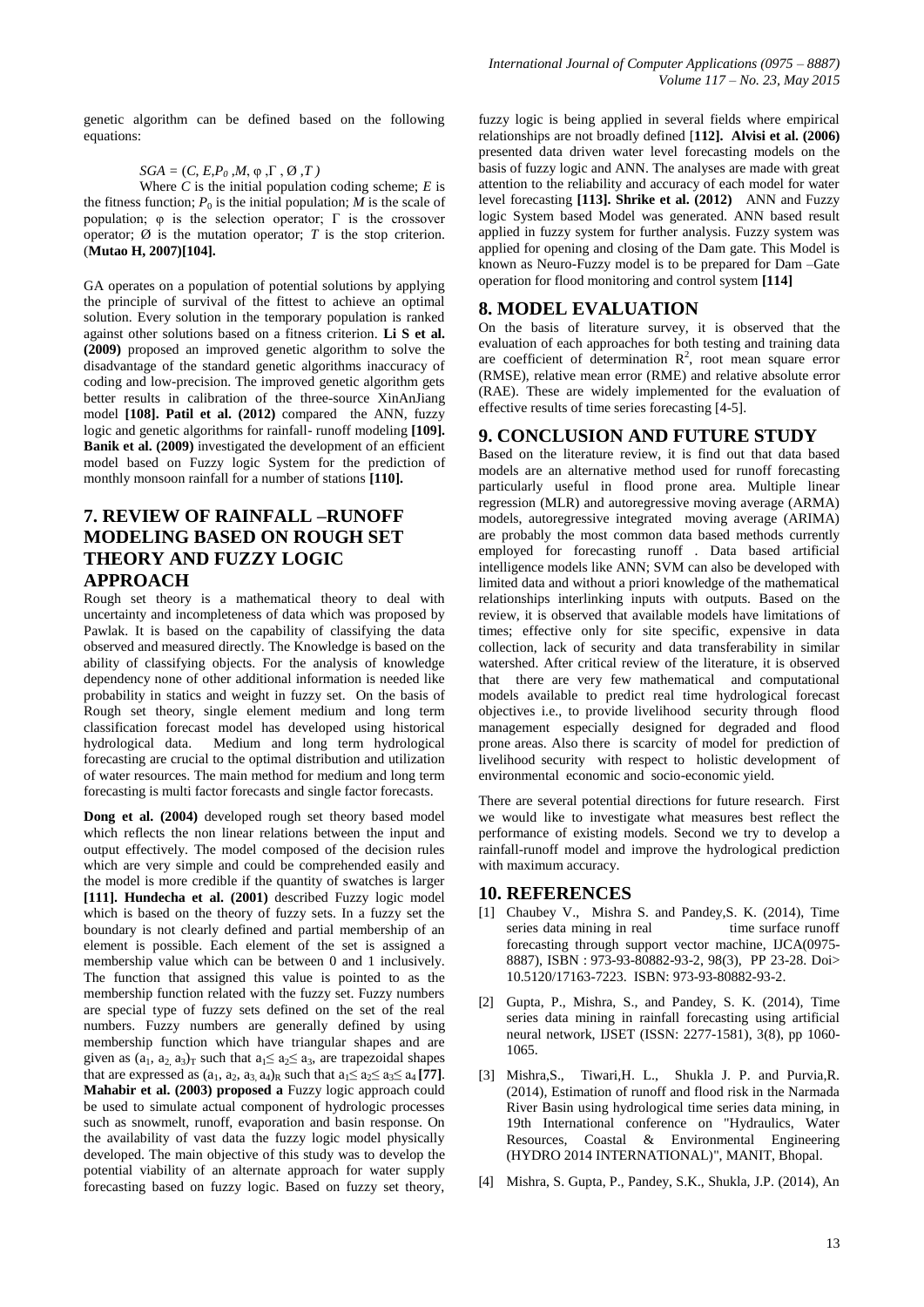genetic algorithm can be defined based on the following equations:

$$SGA = (C, E, P_0, M, \varphi, \Gamma, \emptyset, T)$$

Where $C$ is the initial population coding scheme; $E$ is the fitness function; $P_0$ is the initial population; $M$ is the scale of population; $\varphi$ is the selection operator; $\Gamma$ is the crossover operator; $\emptyset$ is the mutation operator; $T$ is the stop criterion. (**Mutao H, 2007)[104].**

GA operates on a population of potential solutions by applying the principle of survival of the fittest to achieve an optimal solution. Every solution in the temporary population is ranked against other solutions based on a fitness criterion. **Li S et al. (2009)** proposed an improved genetic algorithm to solve the disadvantage of the standard genetic algorithms inaccuracy of coding and low-precision. The improved genetic algorithm gets better results in calibration of the three-source XinAnJiang model **[108]. Patil et al. (2012)** compared the ANN, fuzzy logic and genetic algorithms for rainfall- runoff modeling **[109]. Banik et al. (2009)** investigated the development of an efficient model based on Fuzzy logic System for the prediction of monthly monsoon rainfall for a number of stations **[110].**

## 7. REVIEW OF RAINFALL –RUNOFF MODELING BASED ON ROUGH SET THEORY AND FUZZY LOGIC APPROACH

Rough set theory is a mathematical theory to deal with uncertainty and incompleteness of data which was proposed by Pawlak. It is based on the capability of classifying the data observed and measured directly. The Knowledge is based on the ability of classifying objects. For the analysis of knowledge dependency none of other additional information is needed like probability in statics and weight in fuzzy set. On the basis of Rough set theory, single element medium and long term classification forecast model has developed using historical hydrological data. Medium and long term hydrological forecasting are crucial to the optimal distribution and utilization of water resources. The main method for medium and long term forecasting is multi factor forecasts and single factor forecasts.

**Dong et al. (2004)** developed rough set theory based model which reflects the non linear relations between the input and output effectively. The model composed of the decision rules which are very simple and could be comprehended easily and the model is more credible if the quantity of swatches is larger **[111]. Hundecha et al. (2001)** described Fuzzy logic model which is based on the theory of fuzzy sets. In a fuzzy set the boundary is not clearly defined and partial membership of an element is possible. Each element of the set is assigned a membership value which can be between 0 and 1 inclusively. The function that assigned this value is pointed to as the membership function related with the fuzzy set. Fuzzy numbers are special type of fuzzy sets defined on the set of the real numbers. Fuzzy numbers are generally defined by using membership function which have triangular shapes and are given as $(a_1, a_2, a_3)_T$ such that $a_1 \leq a_2 \leq a_3$, are trapezoidal shapes that are expressed as $(a_1, a_2, a_3, a_4)_R$ such that $a_1 \leq a_2 \leq a_3 \leq a_4$ **[77]. Mahabir et al. (2003) proposed a** Fuzzy logic approach could be used to simulate actual component of hydrologic processes such as snowmelt, runoff, evaporation and basin response. On the availability of vast data the fuzzy logic model physically developed. The main objective of this study was to develop the potential viability of an alternate approach for water supply forecasting based on fuzzy logic. Based on fuzzy set theory, fuzzy logic is being applied in several fields where empirical relationships are not broadly defined [**112]. Alvisi et al. (2006)** presented data driven water level forecasting models on the basis of fuzzy logic and ANN. The analyses are made with great attention to the reliability and accuracy of each model for water level forecasting **[113]. Shrike et al. (2012)** ANN and Fuzzy logic System based Model was generated. ANN based result applied in fuzzy system for further analysis. Fuzzy system was applied for opening and closing of the Dam gate. This Model is known as Neuro-Fuzzy model is to be prepared for Dam –Gate operation for flood monitoring and control system **[114]**

## 8. MODEL EVALUATION

On the basis of literature survey, it is observed that the evaluation of each approaches for both testing and training data are coefficient of determination $R^2$, root mean square error (RMSE), relative mean error (RME) and relative absolute error (RAE). These are widely implemented for the evaluation of effective results of time series forecasting [4-5].

## 9. CONCLUSION AND FUTURE STUDY

Based on the literature review, it is find out that data based models are an alternative method used for runoff forecasting particularly useful in flood prone area. Multiple linear regression (MLR) and autoregressive moving average (ARMA) models, autoregressive integrated moving average (ARIMA) are probably the most common data based methods currently employed for forecasting runoff . Data based artificial intelligence models like ANN; SVM can also be developed with limited data and without a priori knowledge of the mathematical relationships interlinking inputs with outputs. Based on the review, it is observed that available models have limitations of times; effective only for site specific, expensive in data collection, lack of security and data transferability in similar watershed. After critical review of the literature, it is observed that there are very few mathematical and computational models available to predict real time hydrological forecast objectives i.e., to provide livelihood security through flood management especially designed for degraded and flood prone areas. Also there is scarcity of model for prediction of livelihood security with respect to holistic development of environmental economic and socio-economic yield.

There are several potential directions for future research. First we would like to investigate what measures best reflect the performance of existing models. Second we try to develop a rainfall-runoff model and improve the hydrological prediction with maximum accuracy.

## 10. REFERENCES

[1] Chaubey V., Mishra S. and Pandey,S. K. (2014), Time series data mining in real time surface runoff forecasting through support vector machine, IJCA(0975-8887), ISBN : 973-93-80882-93-2, 98(3), PP 23-28. Doi> 10.5120/17163-7223. ISBN: 973-93-80882-93-2.

[2] Gupta, P., Mishra, S., and Pandey, S. K. (2014), Time series data mining in rainfall forecasting using artificial neural network, IJSET (ISSN: 2277-1581), 3(8), pp 1060-1065.

[3] Mishra,S., Tiwari,H. L., Shukla J. P. and Purvia,R. (2014), Estimation of runoff and flood risk in the Narmada River Basin using hydrological time series data mining, in 19th International conference on "Hydraulics, Water Resources, Coastal & Environmental Engineering (HYDRO 2014 INTERNATIONAL)", MANIT, Bhopal.

[4] Mishra, S. Gupta, P., Pandey, S.K., Shukla, J.P. (2014), An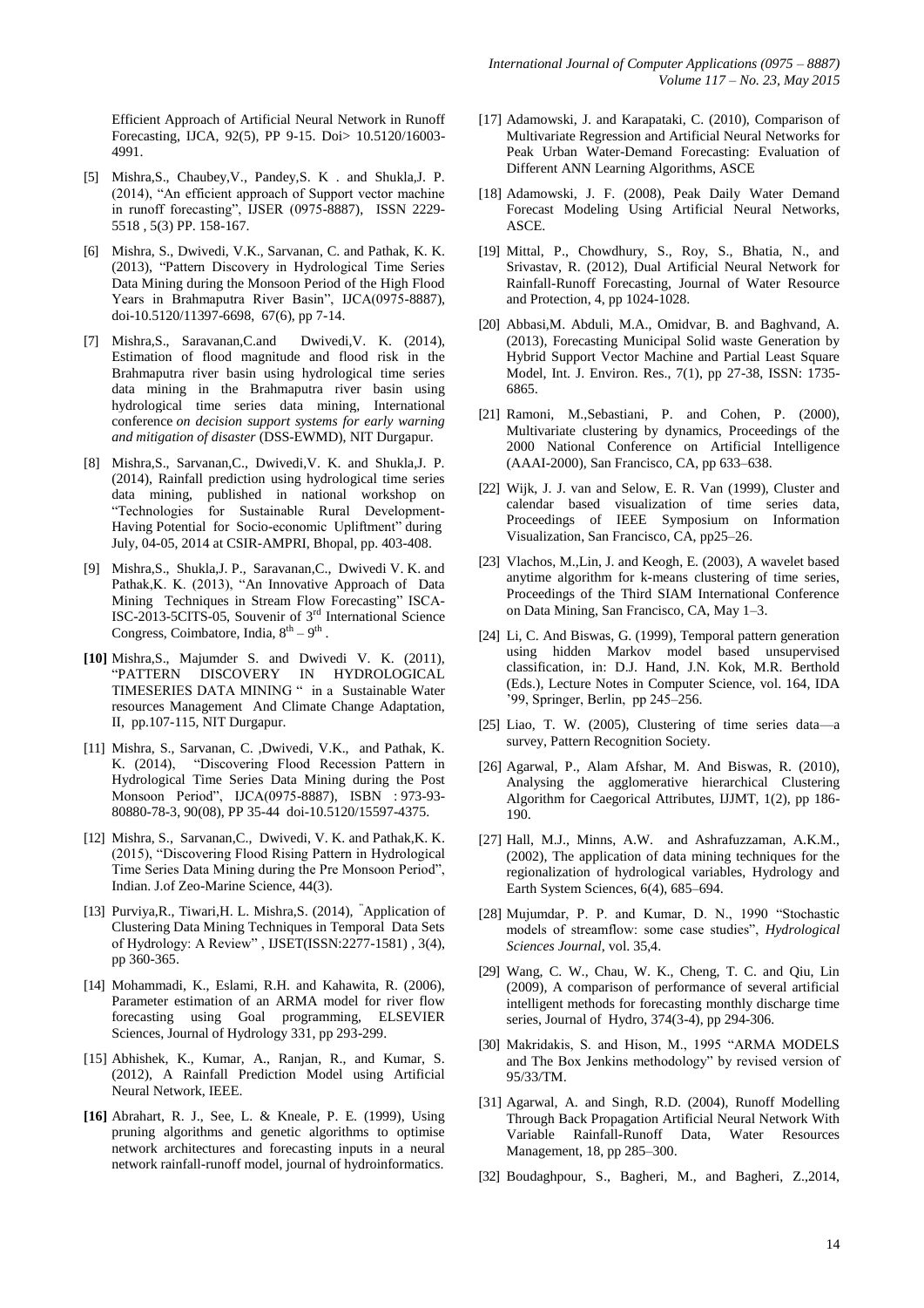Efficient Approach of Artificial Neural Network in Runoff Forecasting, IJCA, 92(5), PP 9-15. Doi> 10.5120/16003-4991.

[5] Mishra,S., Chaubey,V., Pandey,S. K . and Shukla,J. P. (2014), "An efficient approach of Support vector machine in runoff forecasting", IJSER (0975-8887), ISSN 2229-5518 , 5(3) PP. 158-167.

[6] Mishra, S., Dwivedi, V.K., Sarvanan, C. and Pathak, K. K. (2013), "Pattern Discovery in Hydrological Time Series Data Mining during the Monsoon Period of the High Flood Years in Brahmaputra River Basin", IJCA(0975-8887), doi-10.5120/11397-6698, 67(6), pp 7-14.

[7] Mishra,S., Saravanan,C.and Dwivedi,V. K. (2014), Estimation of flood magnitude and flood risk in the Brahmaputra river basin using hydrological time series data mining in the Brahmaputra river basin using hydrological time series data mining, International conference *on decision support systems for early warning and mitigation of disaster* (DSS-EWMD), NIT Durgapur.

[8] Mishra,S., Sarvanan,C., Dwivedi,V. K. and Shukla,J. P. (2014), Rainfall prediction using hydrological time series data mining, published in national workshop on "Technologies for Sustainable Rural Development- Having Potential for Socio-economic Upliftment" during July, 04-05, 2014 at CSIR-AMPRI, Bhopal, pp. 403-408.

[9] Mishra,S., Shukla,J. P., Saravanan,C., Dwivedi V. K. and Pathak,K. K. (2013), "An Innovative Approach of Data Mining Techniques in Stream Flow Forecasting" ISCA-ISC-2013-5CITS-05, Souvenir of 3rd International Science Congress, Coimbatore, India, 8th – 9th .

**[10]** Mishra,S., Majumder S. and Dwivedi V. K. (2011), "PATTERN DISCOVERY IN HYDROLOGICAL TIMESERIES DATA MINING " in a Sustainable Water resources Management And Climate Change Adaptation, II, pp.107-115, NIT Durgapur.

[11] Mishra, S., Sarvanan, C. ,Dwivedi, V.K., and Pathak, K. K. (2014), "Discovering Flood Recession Pattern in Hydrological Time Series Data Mining during the Post Monsoon Period", IJCA(0975-8887), ISBN : 973-93-80880-78-3, 90(08), PP 35-44 doi-10.5120/15597-4375.

[12] Mishra, S., Sarvanan,C., Dwivedi, V. K. and Pathak,K. K. (2015), "Discovering Flood Rising Pattern in Hydrological Time Series Data Mining during the Pre Monsoon Period", Indian. J.of Zeo-Marine Science, 44(3).

[13] Purviya,R., Tiwari,H. L. Mishra,S. (2014), "Application of Clustering Data Mining Techniques in Temporal Data Sets of Hydrology: A Review" , IJSET(ISSN:2277-1581) , 3(4), pp 360-365.

[14] Mohammadi, K., Eslami, R.H. and Kahawita, R. (2006), Parameter estimation of an ARMA model for river flow forecasting using Goal programming, ELSEVIER Sciences, Journal of Hydrology 331, pp 293-299.

[15] Abhishek, K., Kumar, A., Ranjan, R., and Kumar, S. (2012), A Rainfall Prediction Model using Artificial Neural Network, IEEE.

**[16]** Abrahart, R. J., See, L. & Kneale, P. E. (1999), Using pruning algorithms and genetic algorithms to optimise network architectures and forecasting inputs in a neural network rainfall-runoff model, journal of hydroinformatics.

[17] Adamowski, J. and Karapataki, C. (2010), Comparison of Multivariate Regression and Artificial Neural Networks for Peak Urban Water-Demand Forecasting: Evaluation of Different ANN Learning Algorithms, ASCE

[18] Adamowski, J. F. (2008), Peak Daily Water Demand Forecast Modeling Using Artificial Neural Networks, ASCE.

[19] Mittal, P., Chowdhury, S., Roy, S., Bhatia, N., and Srivastav, R. (2012), Dual Artificial Neural Network for Rainfall-Runoff Forecasting, Journal of Water Resource and Protection, 4, pp 1024-1028.

[20] Abbasi,M. Abduli, M.A., Omidvar, B. and Baghvand, A. (2013), Forecasting Municipal Solid waste Generation by Hybrid Support Vector Machine and Partial Least Square Model, Int. J. Environ. Res., 7(1), pp 27-38, ISSN: 1735-6865.

[21] Ramoni, M.,Sebastiani, P. and Cohen, P. (2000), Multivariate clustering by dynamics, Proceedings of the 2000 National Conference on Artificial Intelligence (AAAI-2000), San Francisco, CA, pp 633–638.

[22] Wijk, J. J. van and Selow, E. R. Van (1999), Cluster and calendar based visualization of time series data, Proceedings of IEEE Symposium on Information Visualization, San Francisco, CA, pp25–26.

[23] Vlachos, M.,Lin, J. and Keogh, E. (2003), A wavelet based anytime algorithm for k-means clustering of time series, Proceedings of the Third SIAM International Conference on Data Mining, San Francisco, CA, May 1–3.

[24] Li, C. And Biswas, G. (1999), Temporal pattern generation using hidden Markov model based unsupervised classification, in: D.J. Hand, J.N. Kok, M.R. Berthold (Eds.), Lecture Notes in Computer Science, vol. 164, IDA '99, Springer, Berlin, pp 245–256.

[25] Liao, T. W. (2005), Clustering of time series data—a survey, Pattern Recognition Society.

[26] Agarwal, P., Alam Afshar, M. And Biswas, R. (2010), Analysing the agglomerative hierarchical Clustering Algorithm for Caegorical Attributes, IJJMT, 1(2), pp 186-190.

[27] Hall, M.J., Minns, A.W. and Ashrafuzzaman, A.K.M., (2002), The application of data mining techniques for the regionalization of hydrological variables, Hydrology and Earth System Sciences, 6(4), 685–694.

[28] Mujumdar, P. P. and Kumar, D. N., 1990 "Stochastic models of streamflow: some case studies", *Hydrological Sciences Journal*, vol. 35,4.

[29] Wang, C. W., Chau, W. K., Cheng, T. C. and Qiu, Lin (2009), A comparison of performance of several artificial intelligent methods for forecasting monthly discharge time series, Journal of Hydro, 374(3-4), pp 294-306.

[30] Makridakis, S. and Hison, M., 1995 "ARMA MODELS and The Box Jenkins methodology" by revised version of 95/33/TM.

[31] Agarwal, A. and Singh, R.D. (2004), Runoff Modelling Through Back Propagation Artificial Neural Network With Variable Rainfall-Runoff Data, Water Resources Management, 18, pp 285–300.

[32] Boudaghpour, S., Bagheri, M., and Bagheri, Z.,2014,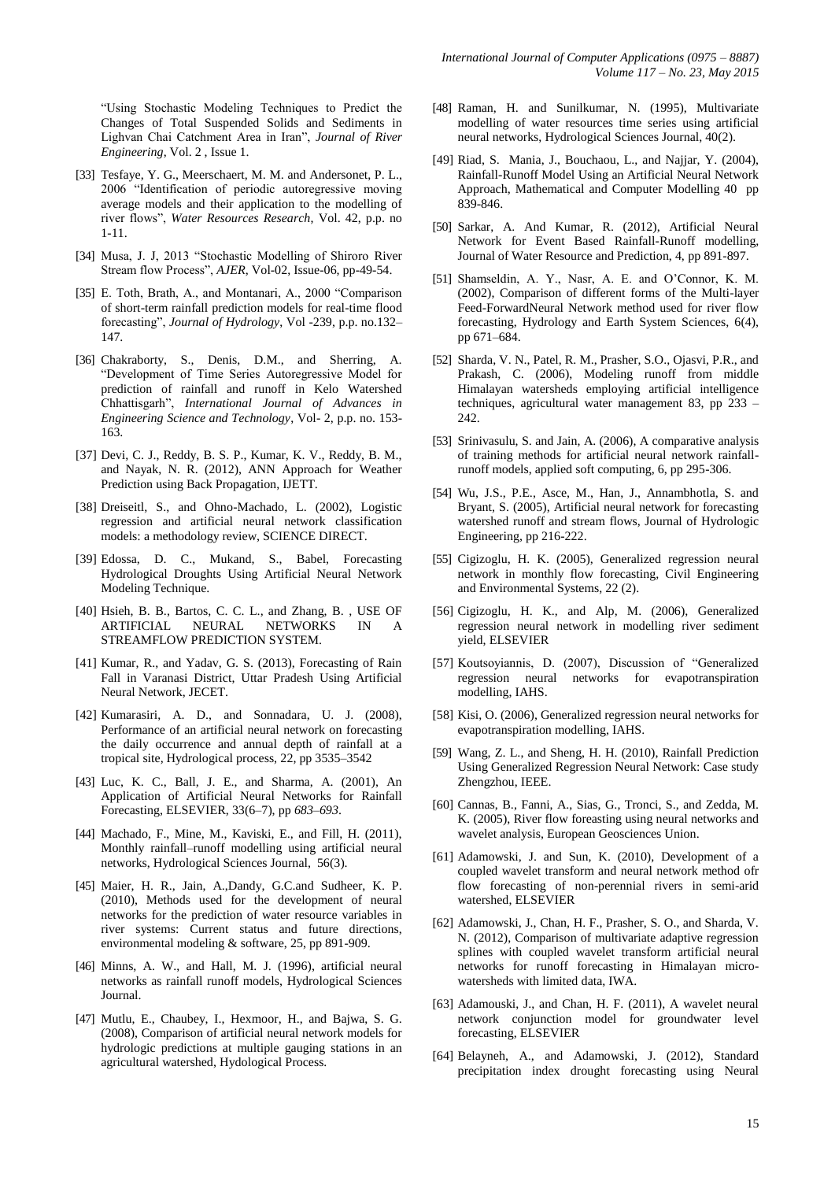"Using Stochastic Modeling Techniques to Predict the Changes of Total Suspended Solids and Sediments in Lighvan Chai Catchment Area in Iran", *Journal of River Engineering*, Vol. 2 , Issue 1.

[33] Tesfaye, Y. G., Meerschaert, M. M. and Andersonet, P. L., 2006 "Identification of periodic autoregressive moving average models and their application to the modelling of river flows", *Water Resources Research*, Vol. 42, p.p. no 1-11.

[34] Musa, J. J, 2013 "Stochastic Modelling of Shiroro River Stream flow Process", *AJER*, Vol-02, Issue-06, pp-49-54.

[35] E. Toth, Brath, A., and Montanari, A., 2000 "Comparison of short-term rainfall prediction models for real-time flood forecasting", *Journal of Hydrology*, Vol -239, p.p. no.132–147.

[36] Chakraborty, S., Denis, D.M., and Sherring, A. "Development of Time Series Autoregressive Model for prediction of rainfall and runoff in Kelo Watershed Chhattisgarh", *International Journal of Advances in Engineering Science and Technology*, Vol- 2, p.p. no. 153-163.

[37] Devi, C. J., Reddy, B. S. P., Kumar, K. V., Reddy, B. M., and Nayak, N. R. (2012), ANN Approach for Weather Prediction using Back Propagation, IJETT.

[38] Dreiseitl, S., and Ohno-Machado, L. (2002), Logistic regression and artificial neural network classification models: a methodology review, SCIENCE DIRECT.

[39] Edossa, D. C., Mukand, S., Babel, Forecasting Hydrological Droughts Using Artificial Neural Network Modeling Technique.

[40] Hsieh, B. B., Bartos, C. C. L., and Zhang, B. , USE OF ARTIFICIAL NEURAL NETWORKS IN A STREAMFLOW PREDICTION SYSTEM.

[41] Kumar, R., and Yadav, G. S. (2013), Forecasting of Rain Fall in Varanasi District, Uttar Pradesh Using Artificial Neural Network, JECET.

[42] Kumarasiri, A. D., and Sonnadara, U. J. (2008), Performance of an artificial neural network on forecasting the daily occurrence and annual depth of rainfall at a tropical site, Hydrological process, 22, pp 3535–3542

[43] Luc, K. C., Ball, J. E., and Sharma, A. (2001), An Application of Artificial Neural Networks for Rainfall Forecasting, ELSEVIER, 33(6–7), pp *683–693*.

[44] Machado, F., Mine, M., Kaviski, E., and Fill, H. (2011), Monthly rainfall–runoff modelling using artificial neural networks, Hydrological Sciences Journal, 56(3).

[45] Maier, H. R., Jain, A.,Dandy, G.C.and Sudheer, K. P. (2010), Methods used for the development of neural networks for the prediction of water resource variables in river systems: Current status and future directions, environmental modeling & software, 25, pp 891-909.

[46] Minns, A. W., and Hall, M. J. (1996), artificial neural networks as rainfall runoff models, Hydrological Sciences Journal.

[47] Mutlu, E., Chaubey, I., Hexmoor, H., and Bajwa, S. G. (2008), Comparison of artificial neural network models for hydrologic predictions at multiple gauging stations in an agricultural watershed, Hydological Process.

[48] Raman, H. and Sunilkumar, N. (1995), Multivariate modelling of water resources time series using artificial neural networks, Hydrological Sciences Journal, 40(2).

[49] Riad, S. Mania, J., Bouchaou, L., and Najjar, Y. (2004), Rainfall-Runoff Model Using an Artificial Neural Network Approach, Mathematical and Computer Modelling 40 pp 839-846.

[50] Sarkar, A. And Kumar, R. (2012), Artificial Neural Network for Event Based Rainfall-Runoff modelling, Journal of Water Resource and Prediction, 4, pp 891-897.

[51] Shamseldin, A. Y., Nasr, A. E. and O'Connor, K. M. (2002), Comparison of different forms of the Multi-layer Feed-ForwardNeural Network method used for river flow forecasting, Hydrology and Earth System Sciences, 6(4), pp 671–684.

[52] Sharda, V. N., Patel, R. M., Prasher, S.O., Ojasvi, P.R., and Prakash, C. (2006), Modeling runoff from middle Himalayan watersheds employing artificial intelligence techniques, agricultural water management 83, pp 233 – 242.

[53] Srinivasulu, S. and Jain, A. (2006), A comparative analysis of training methods for artificial neural network rainfall-runoff models, applied soft computing, 6, pp 295-306.

[54] Wu, J.S., P.E., Asce, M., Han, J., Annambhotla, S. and Bryant, S. (2005), Artificial neural network for forecasting watershed runoff and stream flows, Journal of Hydrologic Engineering, pp 216-222.

[55] Cigizoglu, H. K. (2005), Generalized regression neural network in monthly flow forecasting, Civil Engineering and Environmental Systems, 22 (2).

[56] Cigizoglu, H. K., and Alp, M. (2006), Generalized regression neural network in modelling river sediment yield, ELSEVIER

[57] Koutsoyiannis, D. (2007), Discussion of "Generalized regression neural networks for evapotranspiration modelling, IAHS.

[58] Kisi, O. (2006), Generalized regression neural networks for evapotranspiration modelling, IAHS.

[59] Wang, Z. L., and Sheng, H. H. (2010), Rainfall Prediction Using Generalized Regression Neural Network: Case study Zhengzhou, IEEE.

[60] Cannas, B., Fanni, A., Sias, G., Tronci, S., and Zedda, M. K. (2005), River flow foreasting using neural networks and wavelet analysis, European Geosciences Union.

[61] Adamowski, J. and Sun, K. (2010), Development of a coupled wavelet transform and neural network method ofr flow forecasting of non-perennial rivers in semi-arid watershed, ELSEVIER

[62] Adamowski, J., Chan, H. F., Prasher, S. O., and Sharda, V. N. (2012), Comparison of multivariate adaptive regression splines with coupled wavelet transform artificial neural networks for runoff forecasting in Himalayan micro-watersheds with limited data, IWA.

[63] Adamouski, J., and Chan, H. F. (2011), A wavelet neural network conjunction model for groundwater level forecasting, ELSEVIER

[64] Belayneh, A., and Adamowski, J. (2012), Standard precipitation index drought forecasting using Neural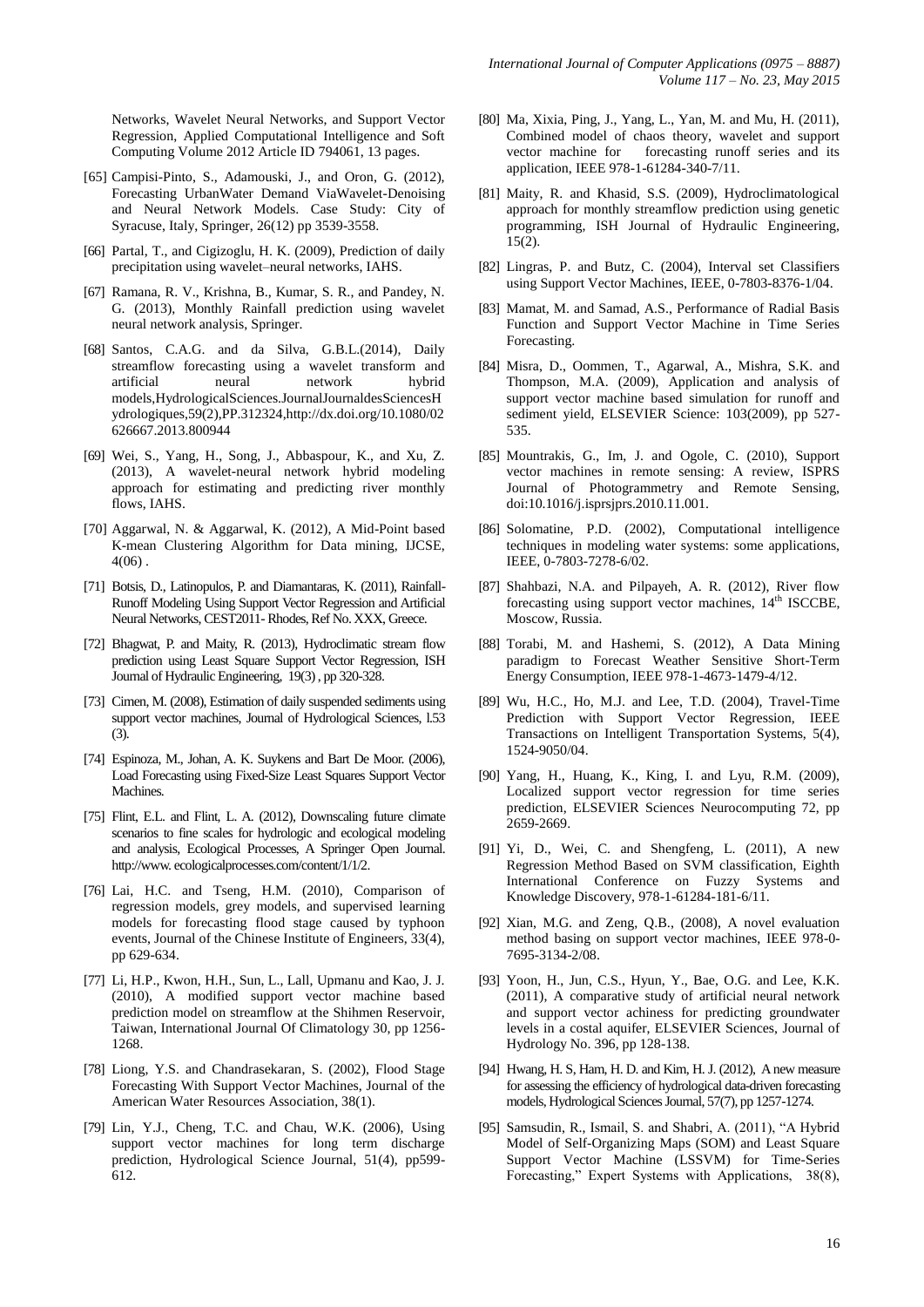Networks, Wavelet Neural Networks, and Support Vector Regression, Applied Computational Intelligence and Soft Computing Volume 2012 Article ID 794061, 13 pages.

[65] Campisi-Pinto, S., Adamouski, J., and Oron, G. (2012), Forecasting UrbanWater Demand ViaWavelet-Denoising and Neural Network Models. Case Study: City of Syracuse, Italy, Springer, 26(12) pp 3539-3558.

[66] Partal, T., and Cigizoglu, H. K. (2009), Prediction of daily precipitation using wavelet–neural networks, IAHS.

[67] Ramana, R. V., Krishna, B., Kumar, S. R., and Pandey, N. G. (2013), Monthly Rainfall prediction using wavelet neural network analysis, Springer.

[68] Santos, C.A.G. and da Silva, G.B.L.(2014), Daily streamflow forecasting using a wavelet transform and artificial neural network hybrid models,HydrologicalSciences.JournalJournaldesSciencesHydrologiques,59(2),PP.312324,http://dx.doi.org/10.1080/02626667.2013.800944

[69] Wei, S., Yang, H., Song, J., Abbaspour, K., and Xu, Z. (2013), A wavelet-neural network hybrid modeling approach for estimating and predicting river monthly flows, IAHS.

[70] Aggarwal, N. & Aggarwal, K. (2012), A Mid-Point based K-mean Clustering Algorithm for Data mining, IJCSE, 4(06) .

[71] Botsis, D., Latinopulos, P. and Diamantaras, K. (2011), Rainfall-Runoff Modeling Using Support Vector Regression and Artificial Neural Networks, CEST2011- Rhodes, Ref No. XXX, Greece.

[72] Bhagwat, P. and Maity, R. (2013), Hydroclimatic stream flow prediction using Least Square Support Vector Regression, ISH Journal of Hydraulic Engineering, 19(3) , pp 320-328.

[73] Cimen, M. (2008), Estimation of daily suspended sediments using support vector machines, Journal of Hydrological Sciences, l.53 (3).

[74] Espinoza, M., Johan, A. K. Suykens and Bart De Moor. (2006), Load Forecasting using Fixed-Size Least Squares Support Vector Machines.

[75] Flint, E.L. and Flint, L. A. (2012), Downscaling future climate scenarios to fine scales for hydrologic and ecological modeling and analysis, Ecological Processes, A Springer Open Journal. http://www. ecologicalprocesses.com/content/1/1/2.

[76] Lai, H.C. and Tseng, H.M. (2010), Comparison of regression models, grey models, and supervised learning models for forecasting flood stage caused by typhoon events, Journal of the Chinese Institute of Engineers, 33(4), pp 629-634.

[77] Li, H.P., Kwon, H.H., Sun, L., Lall, Upmanu and Kao, J. J. (2010), A modified support vector machine based prediction model on streamflow at the Shihmen Reservoir, Taiwan, International Journal Of Climatology 30, pp 1256-1268.

[78] Liong, Y.S. and Chandrasekaran, S. (2002), Flood Stage Forecasting With Support Vector Machines, Journal of the American Water Resources Association, 38(1).

[79] Lin, Y.J., Cheng, T.C. and Chau, W.K. (2006), Using support vector machines for long term discharge prediction, Hydrological Science Journal, 51(4), pp599-612.

[80] Ma, Xixia, Ping, J., Yang, L., Yan, M. and Mu, H. (2011), Combined model of chaos theory, wavelet and support vector machine for forecasting runoff series and its application, IEEE 978-1-61284-340-7/11.

[81] Maity, R. and Khasid, S.S. (2009), Hydroclimatological approach for monthly streamflow prediction using genetic programming, ISH Journal of Hydraulic Engineering, 15(2).

[82] Lingras, P. and Butz, C. (2004), Interval set Classifiers using Support Vector Machines, IEEE, 0-7803-8376-1/04.

[83] Mamat, M. and Samad, A.S., Performance of Radial Basis Function and Support Vector Machine in Time Series Forecasting.

[84] Misra, D., Oommen, T., Agarwal, A., Mishra, S.K. and Thompson, M.A. (2009), Application and analysis of support vector machine based simulation for runoff and sediment yield, ELSEVIER Science: 103(2009), pp 527-535.

[85] Mountrakis, G., Im, J. and Ogole, C. (2010), Support vector machines in remote sensing: A review, ISPRS Journal of Photogrammetry and Remote Sensing, doi:10.1016/j.isprsjprs.2010.11.001.

[86] Solomatine, P.D. (2002), Computational intelligence techniques in modeling water systems: some applications, IEEE, 0-7803-7278-6/02.

[87] Shahbazi, N.A. and Pilpayeh, A. R. (2012), River flow forecasting using support vector machines, 14th ISCCBE, Moscow, Russia.

[88] Torabi, M. and Hashemi, S. (2012), A Data Mining paradigm to Forecast Weather Sensitive Short-Term Energy Consumption, IEEE 978-1-4673-1479-4/12.

[89] Wu, H.C., Ho, M.J. and Lee, T.D. (2004), Travel-Time Prediction with Support Vector Regression, IEEE Transactions on Intelligent Transportation Systems, 5(4), 1524-9050/04.

[90] Yang, H., Huang, K., King, I. and Lyu, R.M. (2009), Localized support vector regression for time series prediction, ELSEVIER Sciences Neurocomputing 72, pp 2659-2669.

[91] Yi, D., Wei, C. and Shengfeng, L. (2011), A new Regression Method Based on SVM classification, Eighth International Conference on Fuzzy Systems and Knowledge Discovery, 978-1-61284-181-6/11.

[92] Xian, M.G. and Zeng, Q.B., (2008), A novel evaluation method basing on support vector machines, IEEE 978-0-7695-3134-2/08.

[93] Yoon, H., Jun, C.S., Hyun, Y., Bae, O.G. and Lee, K.K. (2011), A comparative study of artificial neural network and support vector achiness for predicting groundwater levels in a costal aquifer, ELSEVIER Sciences, Journal of Hydrology No. 396, pp 128-138.

[94] Hwang, H. S, Ham, H. D. and Kim, H. J. (2012), A new measure for assessing the efficiency of hydrological data-driven forecasting models, Hydrological Sciences Journal, 57(7), pp 1257-1274.

[95] Samsudin, R., Ismail, S. and Shabri, A. (2011), "A Hybrid Model of Self-Organizing Maps (SOM) and Least Square Support Vector Machine (LSSVM) for Time-Series Forecasting," Expert Systems with Applications, 38(8),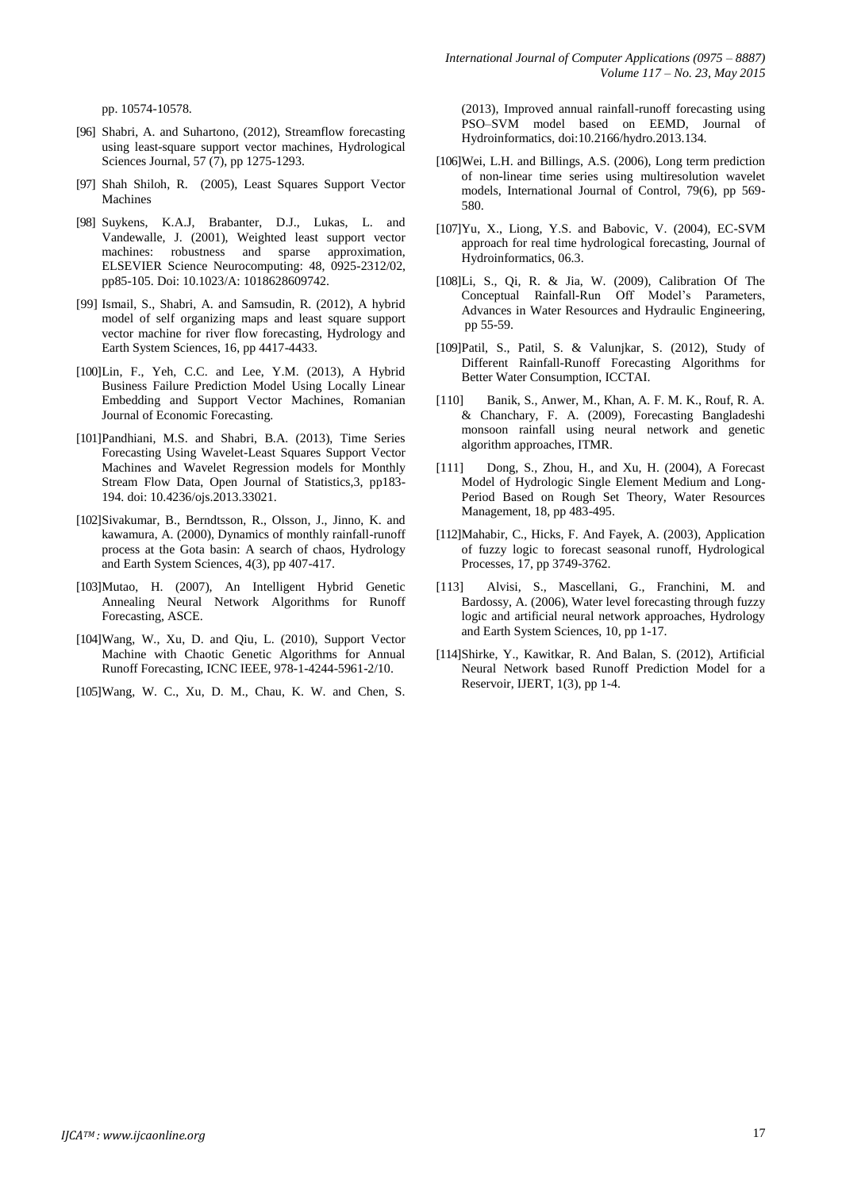pp. 10574-10578.

[96] Shabri, A. and Suhartono, (2012), Streamflow forecasting using least-square support vector machines, Hydrological Sciences Journal, 57 (7), pp 1275-1293.

[97] Shah Shiloh, R. (2005), Least Squares Support Vector Machines

[98] Suykens, K.A.J, Brabanter, D.J., Lukas, L. and Vandewalle, J. (2001), Weighted least support vector machines: robustness and sparse approximation, ELSEVIER Science Neurocomputing: 48, 0925-2312/02, pp85-105. Doi: 10.1023/A: 1018628609742.

[99] Ismail, S., Shabri, A. and Samsudin, R. (2012), A hybrid model of self organizing maps and least square support vector machine for river flow forecasting, Hydrology and Earth System Sciences, 16, pp 4417-4433.

[100]Lin, F., Yeh, C.C. and Lee, Y.M. (2013), A Hybrid Business Failure Prediction Model Using Locally Linear Embedding and Support Vector Machines, Romanian Journal of Economic Forecasting.

[101]Pandhiani, M.S. and Shabri, B.A. (2013), Time Series Forecasting Using Wavelet-Least Squares Support Vector Machines and Wavelet Regression models for Monthly Stream Flow Data, Open Journal of Statistics,3, pp183-194. doi: 10.4236/ojs.2013.33021.

[102]Sivakumar, B., Berndtsson, R., Olsson, J., Jinno, K. and kawamura, A. (2000), Dynamics of monthly rainfall-runoff process at the Gota basin: A search of chaos, Hydrology and Earth System Sciences, 4(3), pp 407-417.

[103]Mutao, H. (2007), An Intelligent Hybrid Genetic Annealing Neural Network Algorithms for Runoff Forecasting, ASCE.

[104]Wang, W., Xu, D. and Qiu, L. (2010), Support Vector Machine with Chaotic Genetic Algorithms for Annual Runoff Forecasting, ICNC IEEE, 978-1-4244-5961-2/10.

[105]Wang, W. C., Xu, D. M., Chau, K. W. and Chen, S. (2013), Improved annual rainfall-runoff forecasting using PSO–SVM model based on EEMD, Journal of Hydroinformatics, doi:10.2166/hydro.2013.134.

[106]Wei, L.H. and Billings, A.S. (2006), Long term prediction of non-linear time series using multiresolution wavelet models, International Journal of Control, 79(6), pp 569-580.

[107]Yu, X., Liong, Y.S. and Babovic, V. (2004), EC-SVM approach for real time hydrological forecasting, Journal of Hydroinformatics, 06.3.

[108]Li, S., Qi, R. & Jia, W. (2009), Calibration Of The Conceptual Rainfall-Run Off Model's Parameters, Advances in Water Resources and Hydraulic Engineering, pp 55-59.

[109]Patil, S., Patil, S. & Valunjkar, S. (2012), Study of Different Rainfall-Runoff Forecasting Algorithms for Better Water Consumption, ICCTAI.

[110] Banik, S., Anwer, M., Khan, A. F. M. K., Rouf, R. A. & Chanchary, F. A. (2009), Forecasting Bangladeshi monsoon rainfall using neural network and genetic algorithm approaches, ITMR.

[111] Dong, S., Zhou, H., and Xu, H. (2004), A Forecast Model of Hydrologic Single Element Medium and Long-Period Based on Rough Set Theory, Water Resources Management, 18, pp 483-495.

[112]Mahabir, C., Hicks, F. And Fayek, A. (2003), Application of fuzzy logic to forecast seasonal runoff, Hydrological Processes, 17, pp 3749-3762.

[113] Alvisi, S., Mascellani, G., Franchini, M. and Bardossy, A. (2006), Water level forecasting through fuzzy logic and artificial neural network approaches, Hydrology and Earth System Sciences, 10, pp 1-17.

[114]Shirke, Y., Kawitkar, R. And Balan, S. (2012), Artificial Neural Network based Runoff Prediction Model for a Reservoir, IJERT, 1(3), pp 1-4.